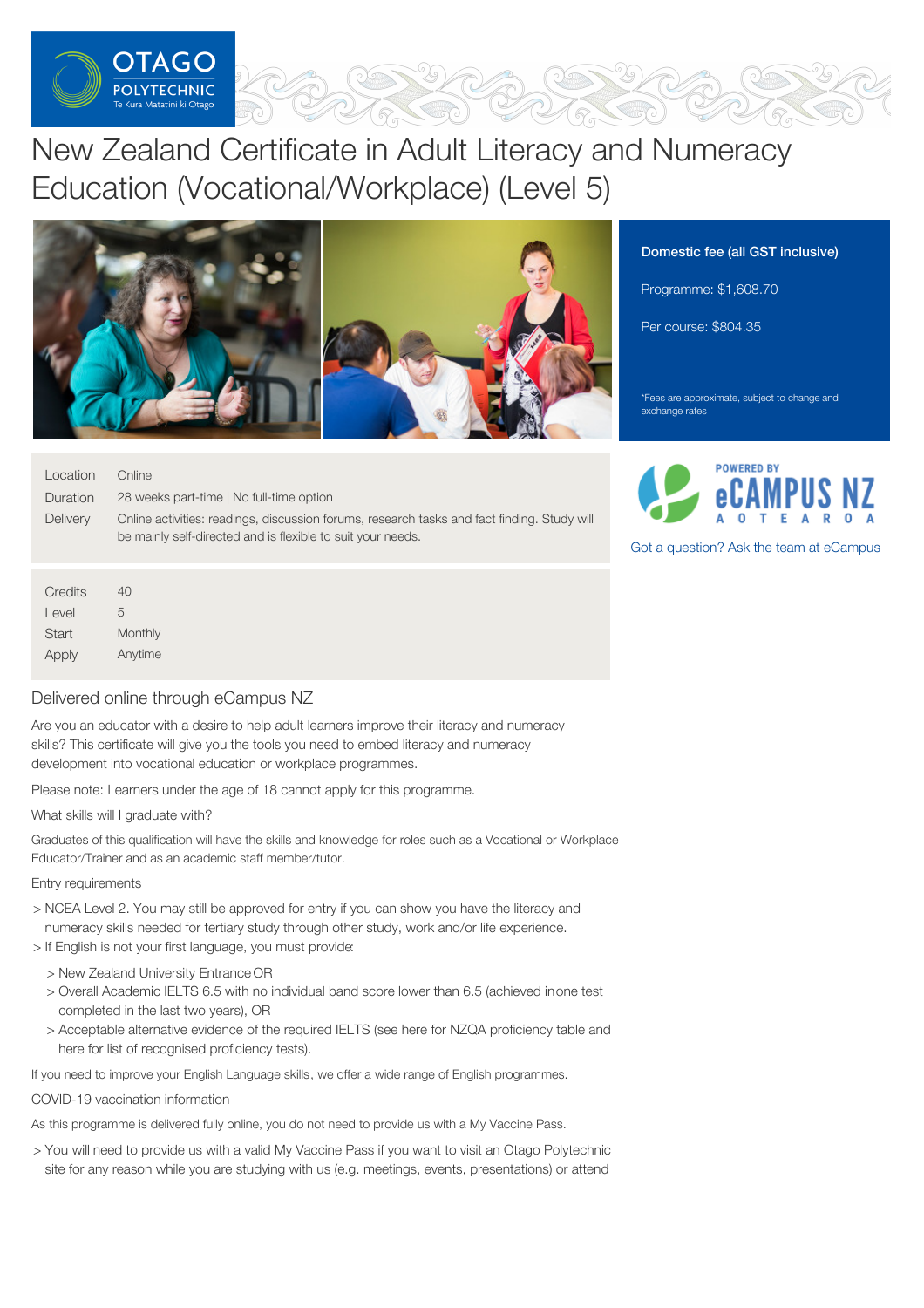# New Zealand Certificate in Adult Literacy and Numeracy Education (Vocational/Workplace) (Level 5)

**Domestic fee (all GST inclusive)**

Programme: $1,608.70

Per course: $804.35

*Fees are approximate, subject to change and exchange rates

POWERED BY eCAMPUS NZ AOTEAROA

Got a question? Ask the team at eCampus

| | |
|---|---|
| Location | Online |
| Duration | 28 weeks part-time \| No full-time option |
| Delivery | Online activities: readings, discussion forums, research tasks and fact finding. Study will be mainly self-directed and is flexible to suit your needs. |

| | |
|---|---|
| Credits | 40 |
| Level | 5 |
| Start | Monthly |
| Apply | Anytime |

## Delivered online through eCampus NZ

Are you an educator with a desire to help adult learners improve their literacy and numeracy skills? This certificate will give you the tools you need to embed literacy and numeracy development into vocational education or workplace programmes.

Please note: Learners under the age of 18 cannot apply for this programme.

What skills will I graduate with?

Graduates of this qualification will have the skills and knowledge for roles such as a Vocational or Workplace Educator/Trainer and as an academic staff member/tutor.

Entry requirements

- NCEA Level 2. You may still be approved for entry if you can show you have the literacy and numeracy skills needed for tertiary study through other study, work and/or life experience.
- If English is not your first language, you must provide:
  - New Zealand University Entrance OR
  - Overall Academic IELTS 6.5 with no individual band score lower than 6.5 (achieved in one test completed in the last two years), OR
  - Acceptable alternative evidence of the required IELTS (see here for NZQA proficiency table and here for list of recognised proficiency tests).

If you need to improve your English Language skills, we offer a wide range of English programmes.

COVID-19 vaccination information

As this programme is delivered fully online, you do not need to provide us with a My Vaccine Pass.

- You will need to provide us with a valid My Vaccine Pass if you want to visit an Otago Polytechnic site for any reason while you are studying with us (e.g. meetings, events, presentations) or attend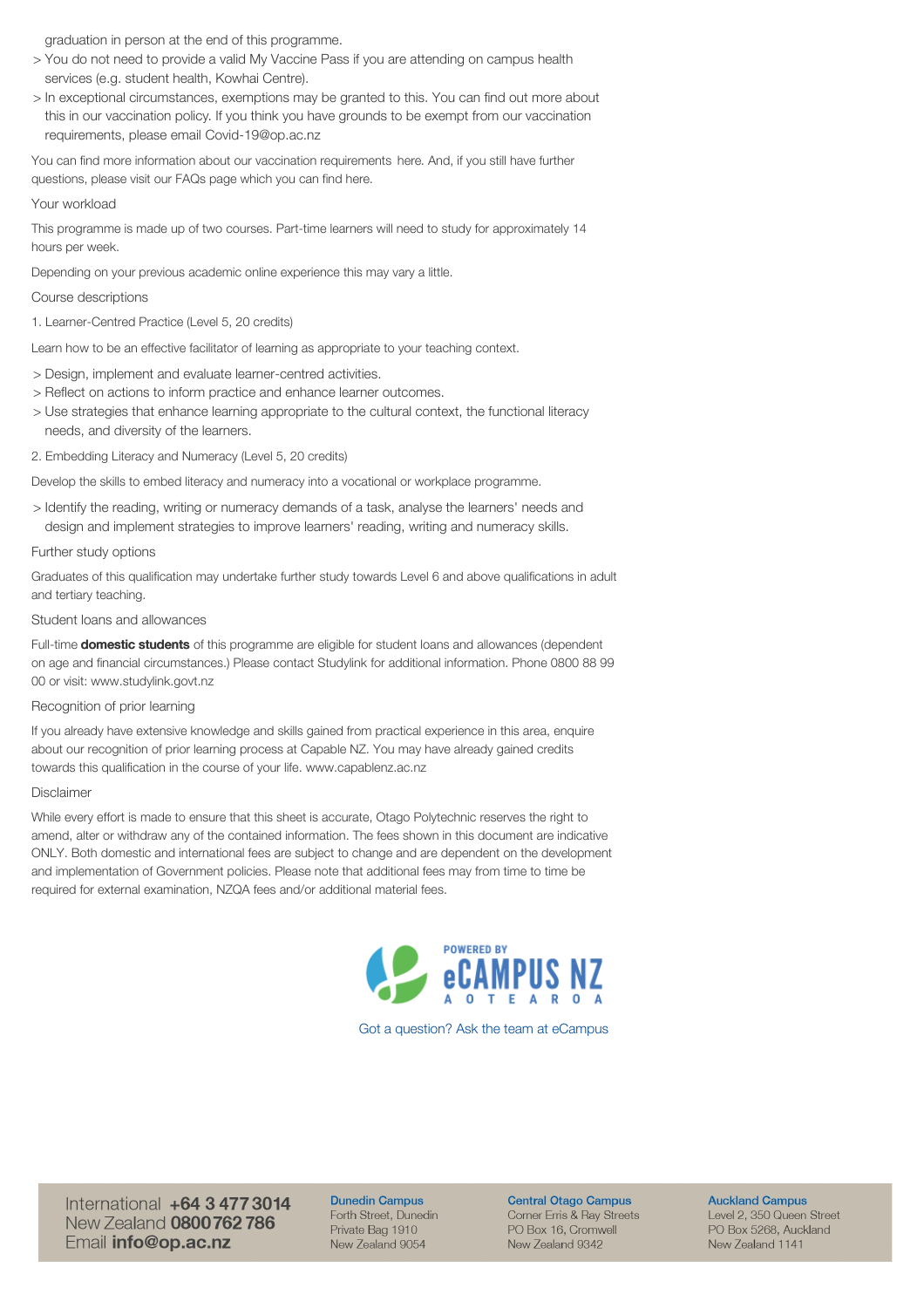graduation in person at the end of this programme.

- You do not need to provide a valid My Vaccine Pass if you are attending on campus health services (e.g. student health, Kowhai Centre).
- In exceptional circumstances, exemptions may be granted to this. You can find out more about this in our vaccination policy. If you think you have grounds to be exempt from our vaccination requirements, please email Covid-19@op.ac.nz

You can find more information about our vaccination requirements here. And, if you still have further questions, please visit our FAQs page which you can find here.

## Your workload

This programme is made up of two courses. Part-time learners will need to study for approximately 14 hours per week.

Depending on your previous academic online experience this may vary a little.

## Course descriptions

1. Learner-Centred Practice (Level 5, 20 credits)

Learn how to be an effective facilitator of learning as appropriate to your teaching context.

- Design, implement and evaluate learner-centred activities.
- Reflect on actions to inform practice and enhance learner outcomes.
- Use strategies that enhance learning appropriate to the cultural context, the functional literacy needs, and diversity of the learners.

2. Embedding Literacy and Numeracy (Level 5, 20 credits)

Develop the skills to embed literacy and numeracy into a vocational or workplace programme.

- Identify the reading, writing or numeracy demands of a task, analyse the learners' needs and design and implement strategies to improve learners' reading, writing and numeracy skills.

## Further study options

Graduates of this qualification may undertake further study towards Level 6 and above qualifications in adult and tertiary teaching.

## Student loans and allowances

Full-time **domestic students** of this programme are eligible for student loans and allowances (dependent on age and financial circumstances.) Please contact Studylink for additional information. Phone 0800 88 99 00 or visit: www.studylink.govt.nz

## Recognition of prior learning

If you already have extensive knowledge and skills gained from practical experience in this area, enquire about our recognition of prior learning process at Capable NZ. You may have already gained credits towards this qualification in the course of your life. www.capablenz.ac.nz

## Disclaimer

While every effort is made to ensure that this sheet is accurate, Otago Polytechnic reserves the right to amend, alter or withdraw any of the contained information. The fees shown in this document are indicative ONLY. Both domestic and international fees are subject to change and are dependent on the development and implementation of Government policies. Please note that additional fees may from time to time be required for external examination, NZQA fees and/or additional material fees.

POWERED BY eCAMPUS NZ AOTEAROA

Got a question? Ask the team at eCampus

International **+64 3 477 3014**
New Zealand **0800 762 786**
Email **info@op.ac.nz**

**Dunedin Campus**
Forth Street, Dunedin
Private Bag 1910
New Zealand 9054

**Central Otago Campus**
Corner Erris & Ray Streets
PO Box 16, Cromwell
New Zealand 9342

**Auckland Campus**
Level 2, 350 Queen Street
PO Box 5268, Auckland
New Zealand 1141